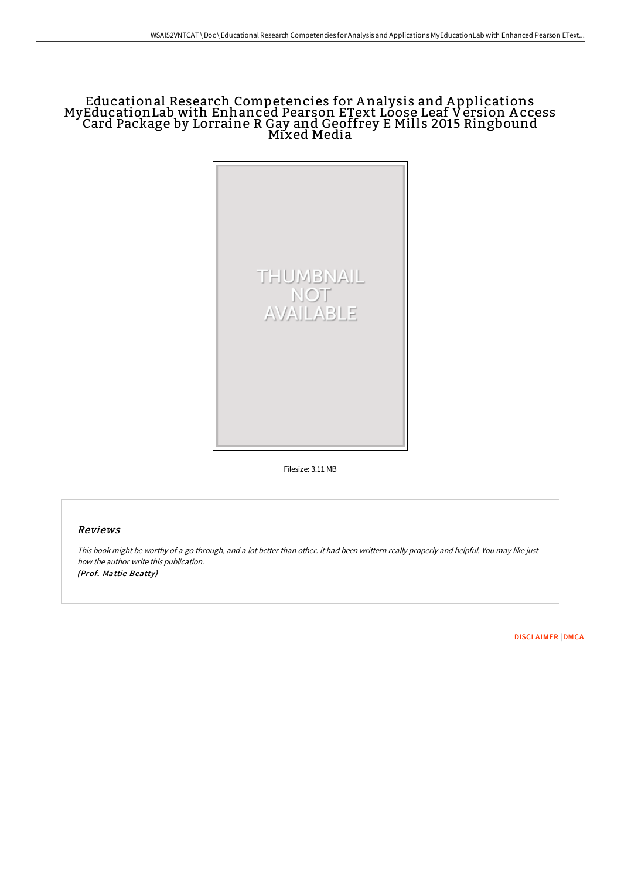# Educational Research Competencies for Analysis and Applications MyEducationLab with Enhanced Pearson EText Loose Leaf Version Access Card Package by Lorraine R Gay and Geoffrey E Mills 2015 Ringbound Mixed Media

THUMBNAIL NOT AVAILABLE

Filesize: 3.11 MB

## Reviews

*This book might be worthy of a go through, and a lot better than other. it had been writtern really properly and helpful. You may like just how the author write this publication.*
*(Prof. Mattie Beatty)*

DISCLAIMER | DMCA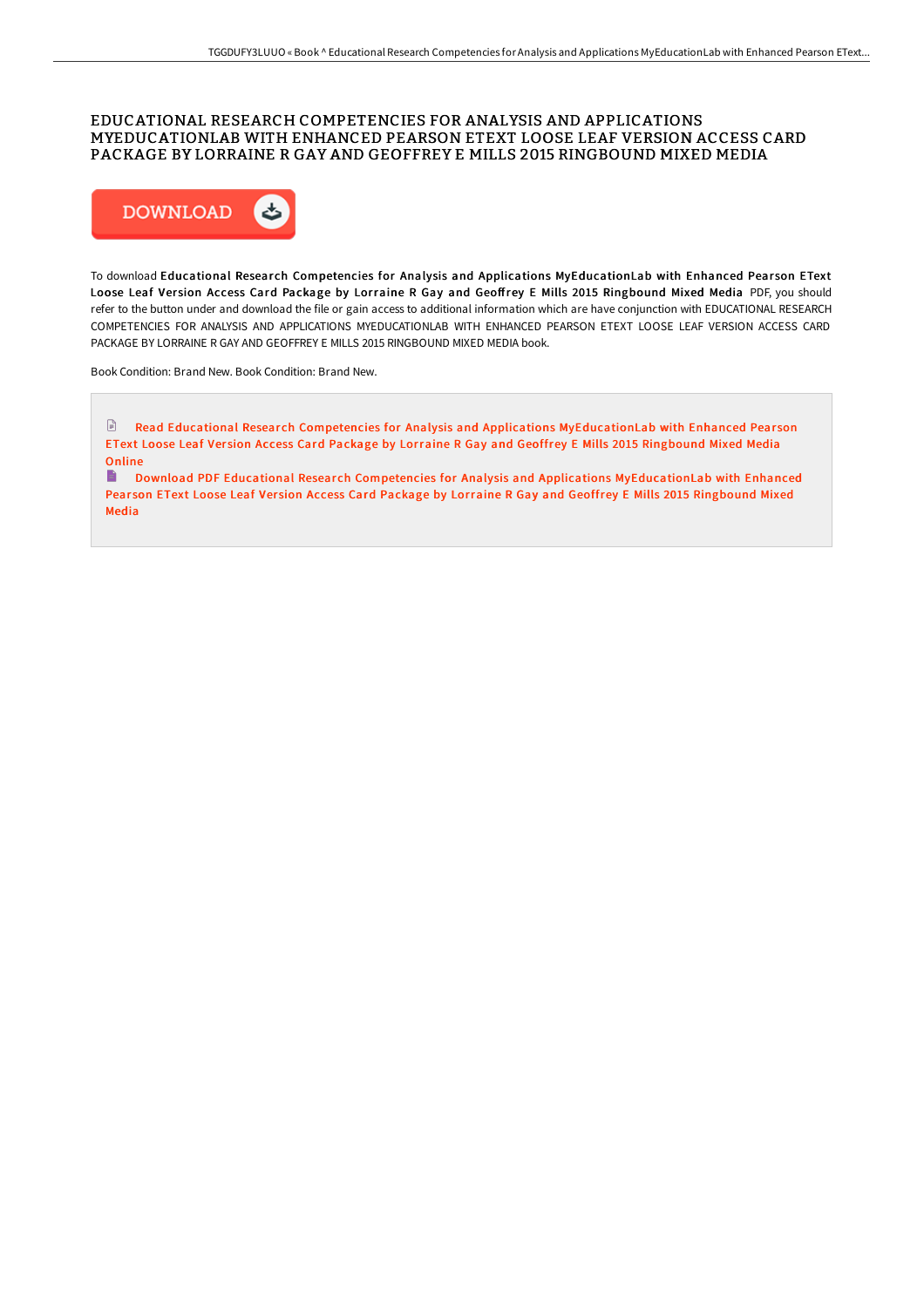# EDUCATIONAL RESEARCH COMPETENCIES FOR ANALYSIS AND APPLICATIONS MYEDUCATIONLAB WITH ENHANCED PEARSON ETEXT LOOSE LEAF VERSION ACCESS CARD PACKAGE BY LORRAINE R GAY AND GEOFFREY E MILLS 2015 RINGBOUND MIXED MEDIA

To download **Educational Research Competencies for Analysis and Applications MyEducationLab with Enhanced Pearson EText Loose Leaf Version Access Card Package by Lorraine R Gay and Geoffrey E Mills 2015 Ringbound Mixed Media** PDF, you should refer to the button under and download the file or gain access to additional information which are have conjunction with EDUCATIONAL RESEARCH COMPETENCIES FOR ANALYSIS AND APPLICATIONS MYEDUCATIONLAB WITH ENHANCED PEARSON ETEXT LOOSE LEAF VERSION ACCESS CARD PACKAGE BY LORRAINE R GAY AND GEOFFREY E MILLS 2015 RINGBOUND MIXED MEDIA book.

Book Condition: Brand New. Book Condition: Brand New.

Read Educational Research Competencies for Analysis and Applications MyEducationLab with Enhanced Pearson EText Loose Leaf Version Access Card Package by Lorraine R Gay and Geoffrey E Mills 2015 Ringbound Mixed Media Online

Download PDF Educational Research Competencies for Analysis and Applications MyEducationLab with Enhanced Pearson EText Loose Leaf Version Access Card Package by Lorraine R Gay and Geoffrey E Mills 2015 Ringbound Mixed Media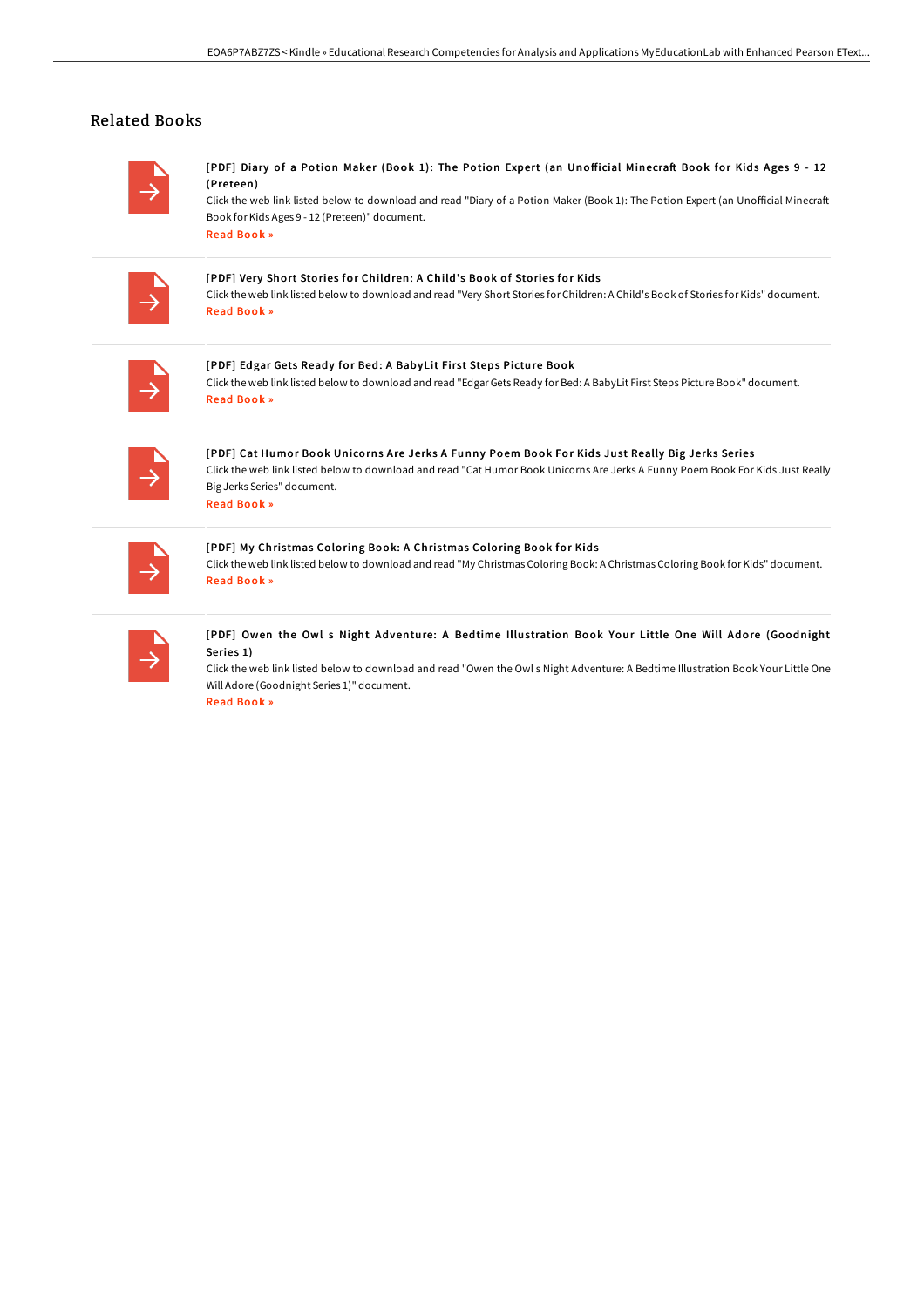## Related Books

[PDF] Diary of a Potion Maker (Book 1): The Potion Expert (an Unofficial Minecraft Book for Kids Ages 9 - 12 (Preteen)

Click the web link listed below to download and read "Diary of a Potion Maker (Book 1): The Potion Expert (an Unofficial Minecraft Book for Kids Ages 9 - 12 (Preteen)" document.

Read Book »

[PDF] Very Short Stories for Children: A Child's Book of Stories for Kids

Click the web link listed below to download and read "Very Short Stories for Children: A Child's Book of Stories for Kids" document.

Read Book »

[PDF] Edgar Gets Ready for Bed: A BabyLit First Steps Picture Book

Click the web link listed below to download and read "Edgar Gets Ready for Bed: A BabyLit First Steps Picture Book" document.

Read Book »

[PDF] Cat Humor Book Unicorns Are Jerks A Funny Poem Book For Kids Just Really Big Jerks Series

Click the web link listed below to download and read "Cat Humor Book Unicorns Are Jerks A Funny Poem Book For Kids Just Really Big Jerks Series" document.

Read Book »

[PDF] My Christmas Coloring Book: A Christmas Coloring Book for Kids

Click the web link listed below to download and read "My Christmas Coloring Book: A Christmas Coloring Book for Kids" document.

Read Book »

[PDF] Owen the Owl s Night Adventure: A Bedtime Illustration Book Your Little One Will Adore (Goodnight Series 1)

Click the web link listed below to download and read "Owen the Owl s Night Adventure: A Bedtime Illustration Book Your Little One Will Adore (Goodnight Series 1)" document.

Read Book »